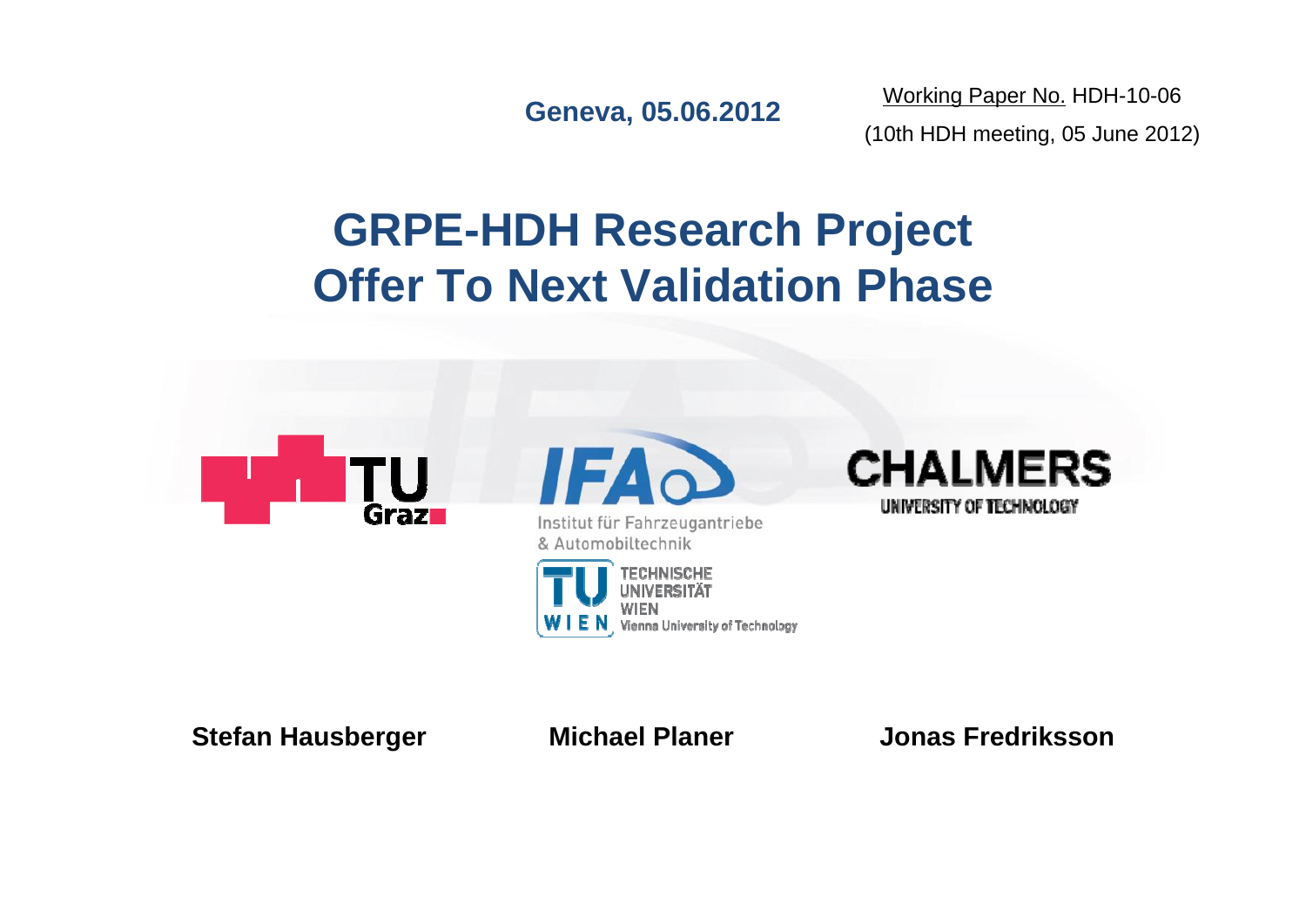Geneva, 05.06.2012

Working Paper No. HDH-10-06

(10th HDH meeting, 05 June 2012)

# GRPE-HDH Research Project Offer To Next Validation Phase

TU Graz

IFA — Institut für Fahrzeugantriebe & Automobiltechnik

TU WIEN — Technische Universität Wien — Vienna University of Technology

CHALMERS — University of Technology

**Stefan Hausberger** **Michael Planer** **Jonas Fredriksson**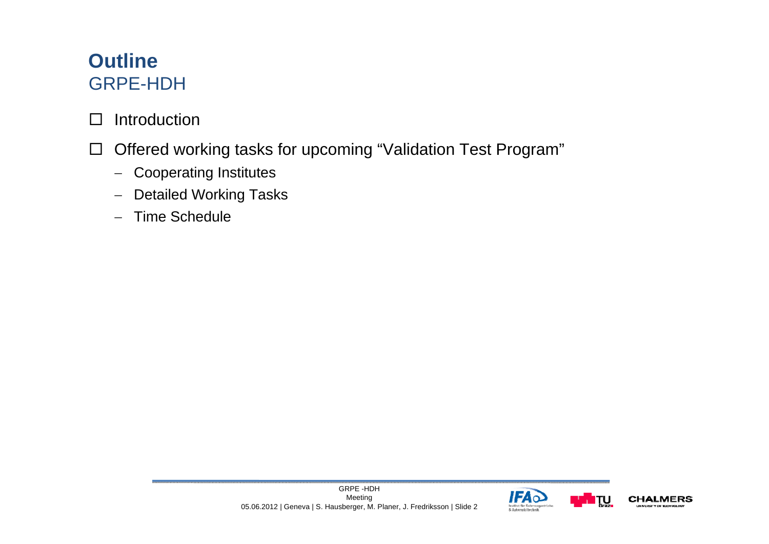# Outline

## GRPE-HDH

- Introduction
- Offered working tasks for upcoming "Validation Test Program"
  - Cooperating Institutes
  - Detailed Working Tasks
  - Time Schedule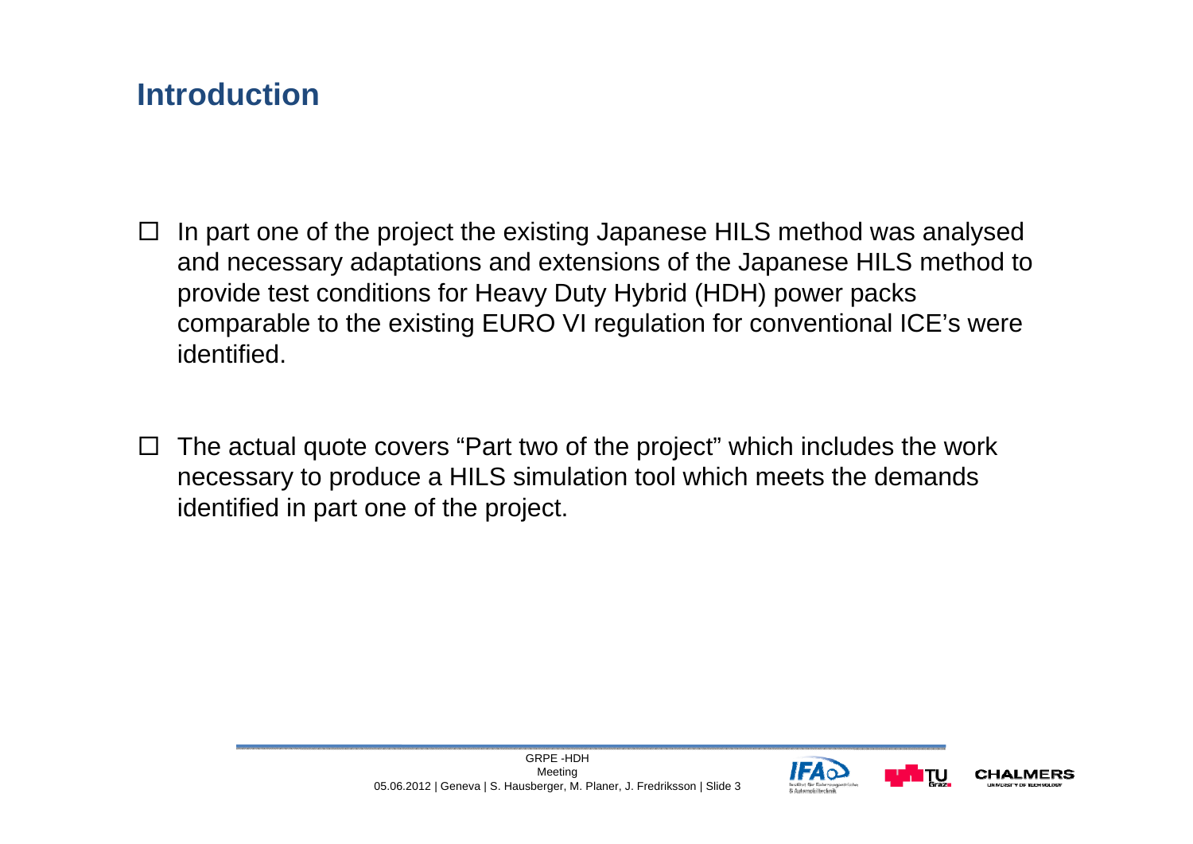## Introduction

- In part one of the project the existing Japanese HILS method was analysed and necessary adaptations and extensions of the Japanese HILS method to provide test conditions for Heavy Duty Hybrid (HDH) power packs comparable to the existing EURO VI regulation for conventional ICE's were identified.

- The actual quote covers "Part two of the project" which includes the work necessary to produce a HILS simulation tool which meets the demands identified in part one of the project.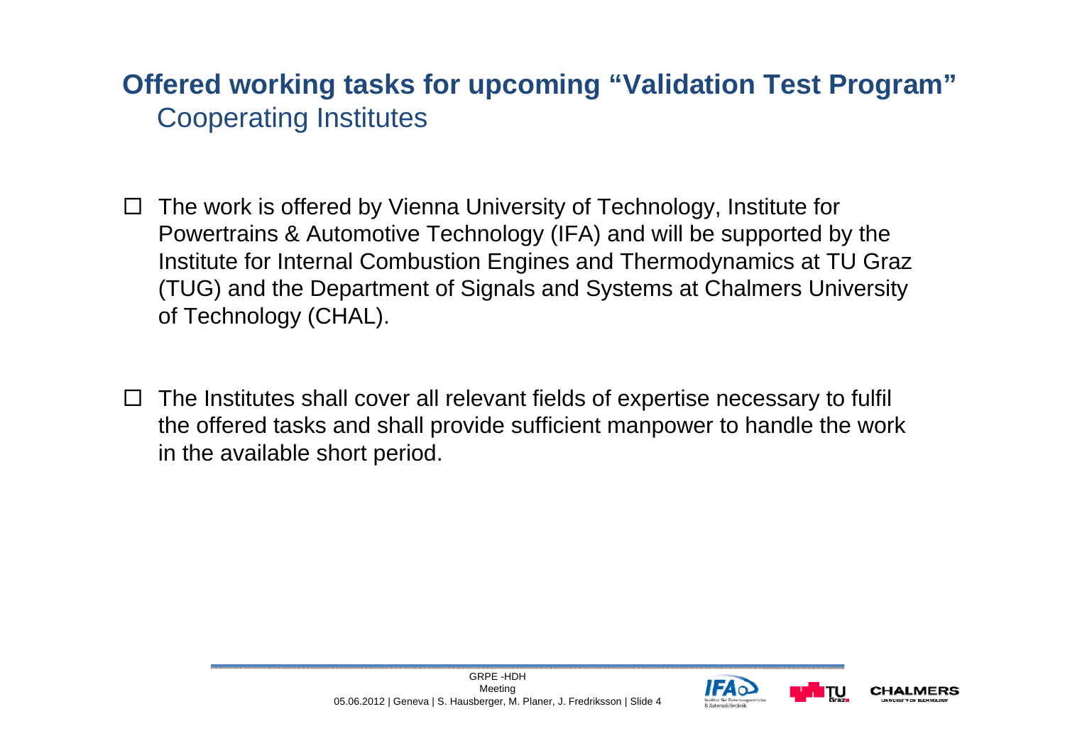## Offered working tasks for upcoming "Validation Test Program"

### Cooperating Institutes

- The work is offered by Vienna University of Technology, Institute for Powertrains & Automotive Technology (IFA) and will be supported by the Institute for Internal Combustion Engines and Thermodynamics at TU Graz (TUG) and the Department of Signals and Systems at Chalmers University of Technology (CHAL).

- The Institutes shall cover all relevant fields of expertise necessary to fulfil the offered tasks and shall provide sufficient manpower to handle the work in the available short period.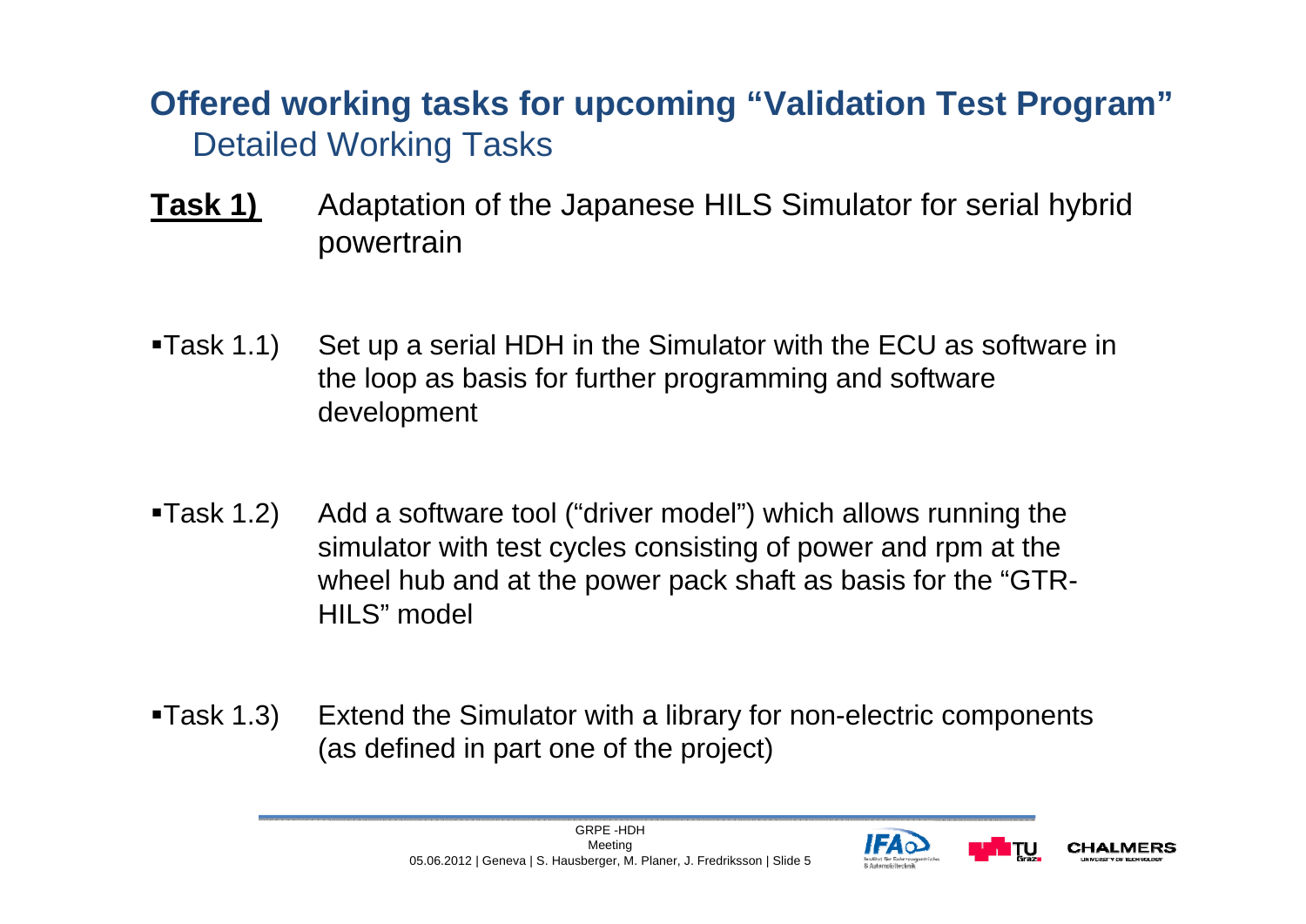## Offered working tasks for upcoming "Validation Test Program"

### Detailed Working Tasks

**<u>Task 1)</u>** Adaptation of the Japanese HILS Simulator for serial hybrid powertrain

- Task 1.1) Set up a serial HDH in the Simulator with the ECU as software in the loop as basis for further programming and software development
- Task 1.2) Add a software tool ("driver model") which allows running the simulator with test cycles consisting of power and rpm at the wheel hub and at the power pack shaft as basis for the "GTR-HILS" model
- Task 1.3) Extend the Simulator with a library for non-electric components (as defined in part one of the project)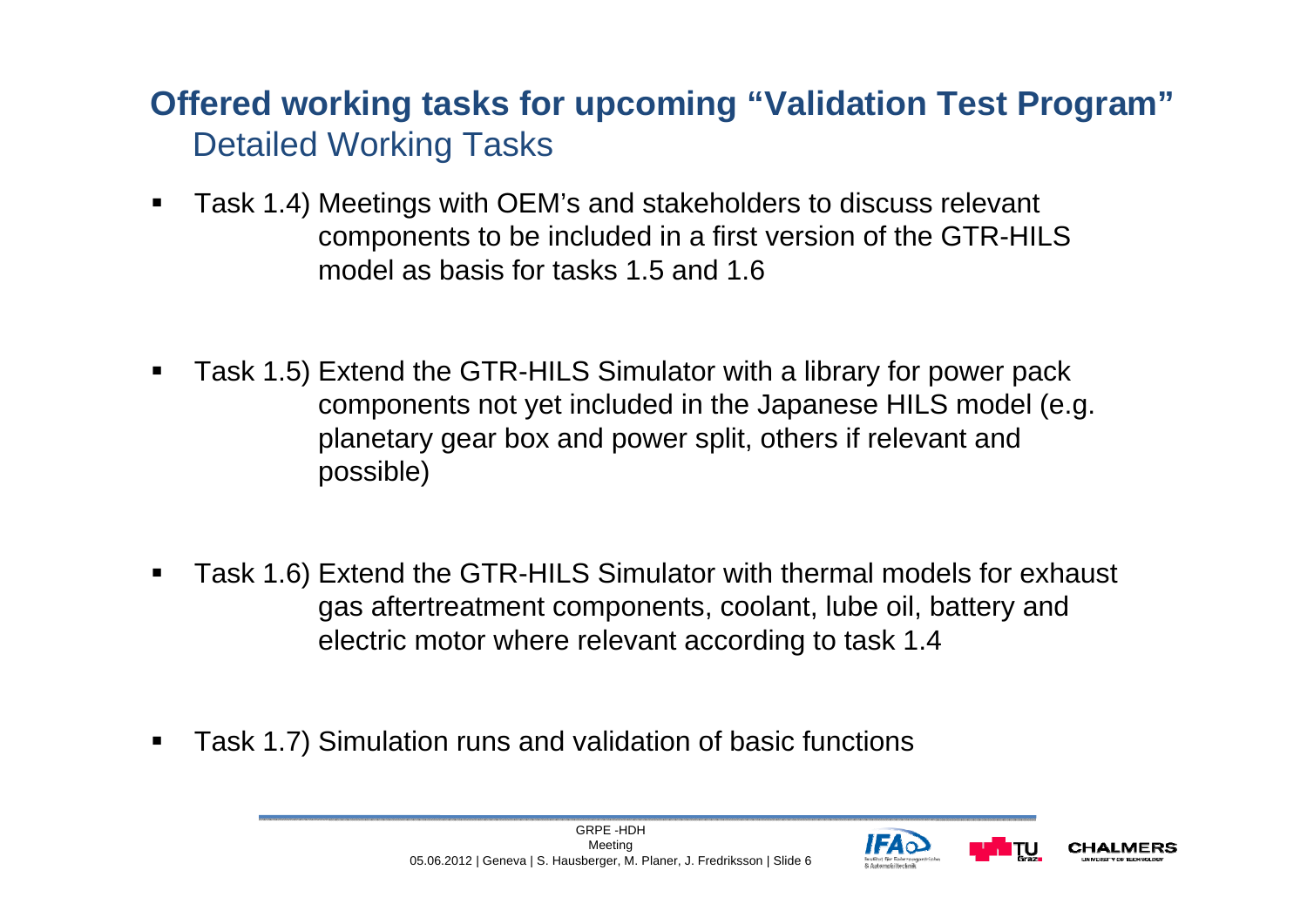## Offered working tasks for upcoming "Validation Test Program"

### Detailed Working Tasks

- Task 1.4) Meetings with OEM's and stakeholders to discuss relevant components to be included in a first version of the GTR-HILS model as basis for tasks 1.5 and 1.6
- Task 1.5) Extend the GTR-HILS Simulator with a library for power pack components not yet included in the Japanese HILS model (e.g. planetary gear box and power split, others if relevant and possible)
- Task 1.6) Extend the GTR-HILS Simulator with thermal models for exhaust gas aftertreatment components, coolant, lube oil, battery and electric motor where relevant according to task 1.4
- Task 1.7) Simulation runs and validation of basic functions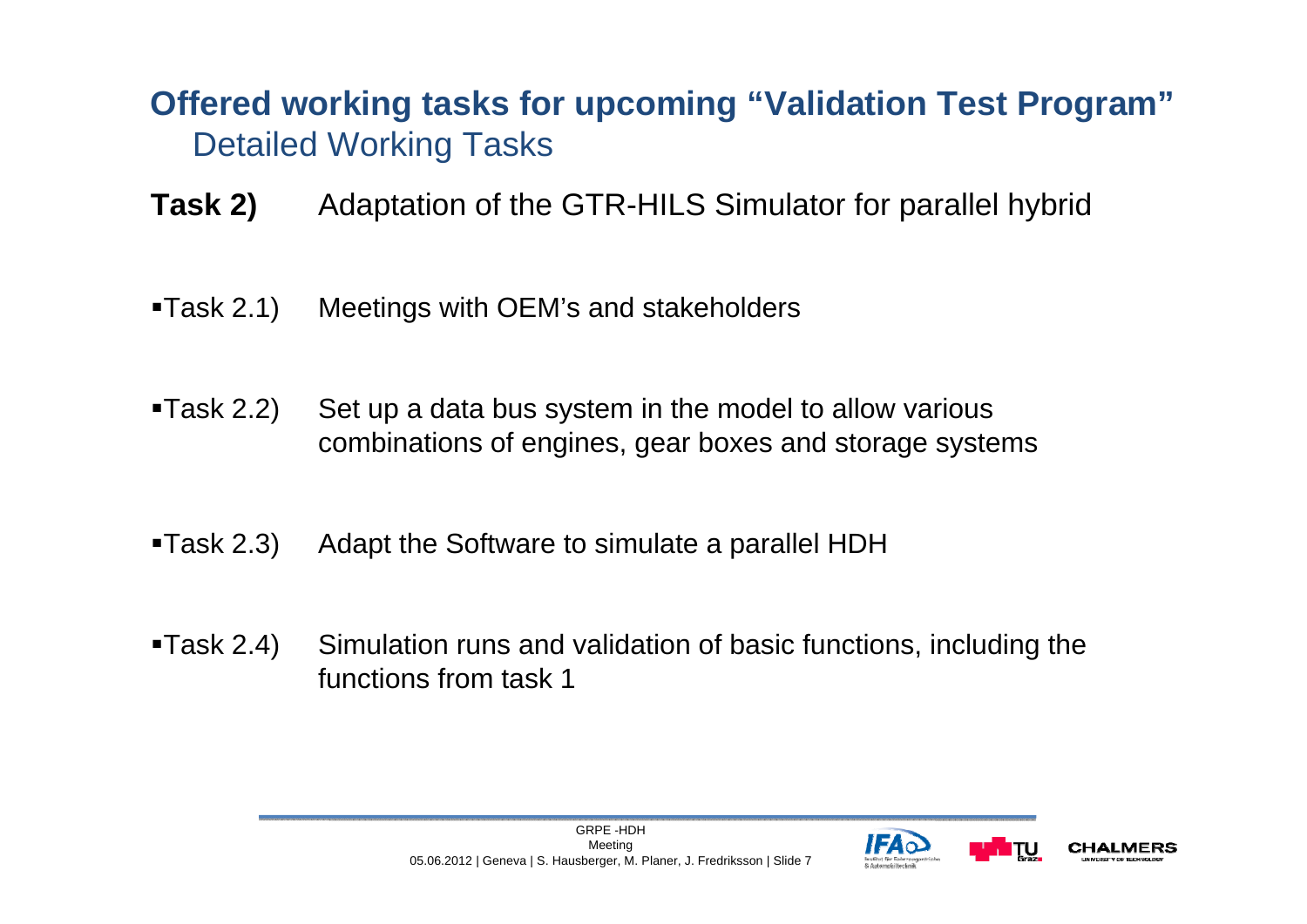# Offered working tasks for upcoming "Validation Test Program"

## Detailed Working Tasks

**Task 2)** Adaptation of the GTR-HILS Simulator for parallel hybrid

- Task 2.1) Meetings with OEM's and stakeholders
- Task 2.2) Set up a data bus system in the model to allow various combinations of engines, gear boxes and storage systems
- Task 2.3) Adapt the Software to simulate a parallel HDH
- Task 2.4) Simulation runs and validation of basic functions, including the functions from task 1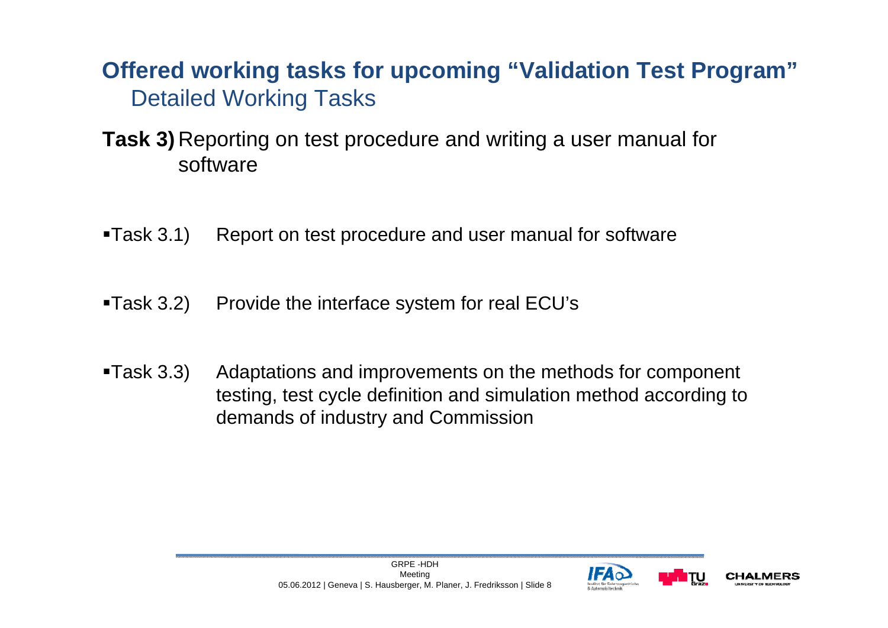# Offered working tasks for upcoming "Validation Test Program"

## Detailed Working Tasks

**Task 3)** Reporting on test procedure and writing a user manual for software

- Task 3.1) Report on test procedure and user manual for software
- Task 3.2) Provide the interface system for real ECU's
- Task 3.3) Adaptations and improvements on the methods for component testing, test cycle definition and simulation method according to demands of industry and Commission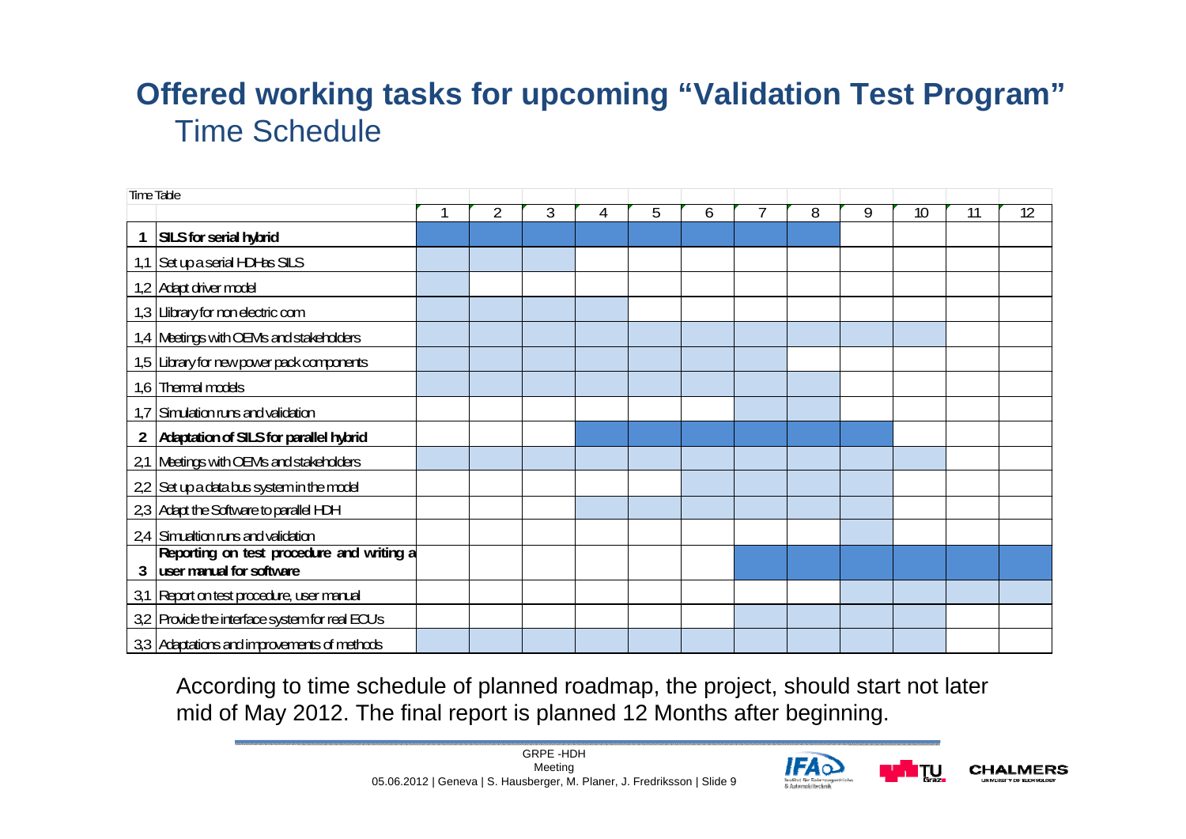# Offered working tasks for upcoming "Validation Test Program"

## Time Schedule

Time Table

| | | 1 | 2 | 3 | 4 | 5 | 6 | 7 | 8 | 9 | 10 | 11 | 12 |
|---|---|---|---|---|---|---|---|---|---|---|---|---|---|
| **1** | **SILS for serial hybrid** | X | X | X | X | X | X | X | X | | | | |
| 1,1 | Set up a serial HDHas SILS | X | X | X | | | | | | | | | |
| 1,2 | Adapt driver model | X | | | | | | | | | | | |
| 1,3 | Library for non electric com | X | X | X | X | | | | | | | | |
| 1,4 | Meetings with OEMs and stakeholders | X | X | X | X | X | X | X | X | X | X | | |
| 1,5 | Library for new power pack components | X | X | X | X | X | X | X | | | | | |
| 1,6 | Thermal models | X | X | X | X | X | X | X | X | | | | |
| 1,7 | Simulation runs and validation | | | | | | | X | X | | | | |
| **2** | **Adaptation of SILS for parallel hybrid** | | | | X | X | X | X | X | X | | | |
| 2,1 | Meetings with OEMs and stakeholders | X | X | X | X | X | X | X | X | X | X | | |
| 2,2 | Set up a data bus system in the model | | | | | | X | X | X | X | | | |
| 2,3 | Adapt the Software to parallel HDH | | | | X | X | X | X | X | X | | | |
| 2,4 | Simulation runs and validation | | | | | | | | | X | | | |
| **3** | **Reporting on test procedure and writing a user manual for software** | | | | | | | X | X | X | X | X | X |
| 3,1 | Report on test procedure, user manual | | | | | | | | | X | X | X | X |
| 3,2 | Provide the interface system for real ECUs | | | | | | | X | X | X | X | | |
| 3,3 | Adaptations and improvements of methods | X | X | X | X | X | X | X | X | X | X | | |

According to time schedule of planned roadmap, the project, should start not later mid of May 2012. The final report is planned 12 Months after beginning.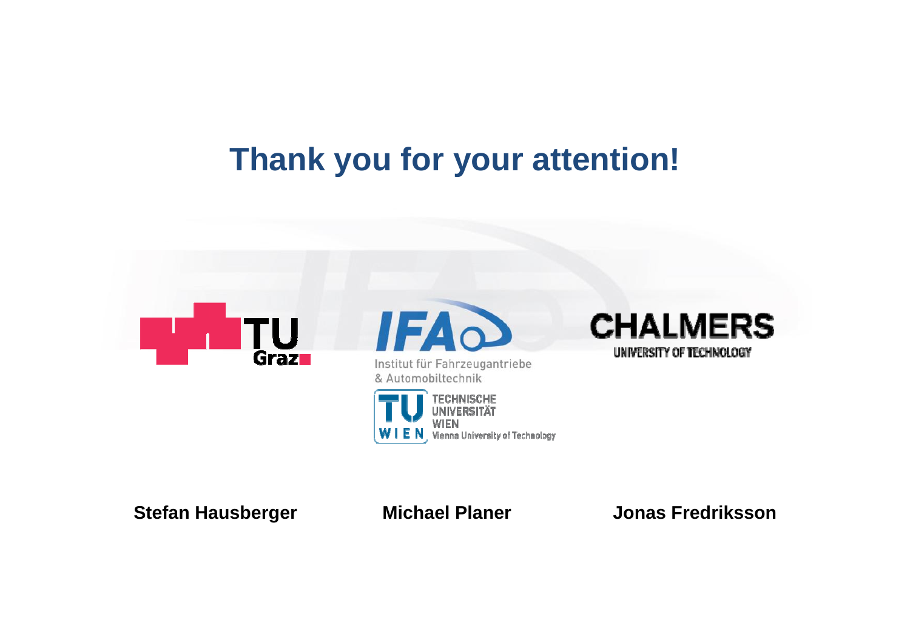# Thank you for your attention!

TU Graz

IFA

Institut für Fahrzeugantriebe & Automobiltechnik

TECHNISCHE UNIVERSITÄT WIEN

Vienna University of Technology

CHALMERS

UNIVERSITY OF TECHNOLOGY

**Stefan Hausberger** **Michael Planer** **Jonas Fredriksson**